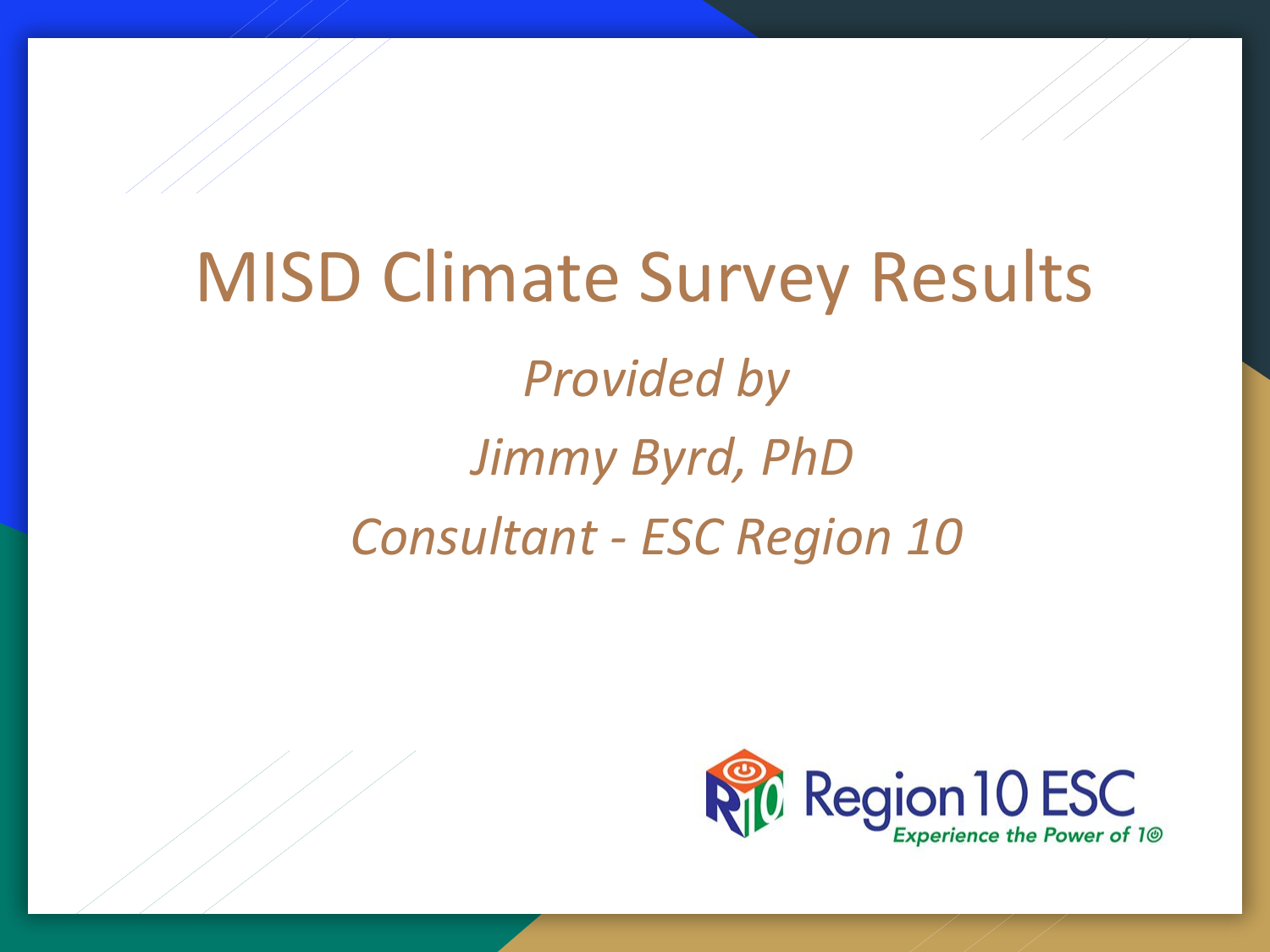# MISD Climate Survey Results

*Provided by*

*Jimmy Byrd, PhD*

*Consultant - ESC Region 10*

Region 10 ESC
*Experience the Power of 10*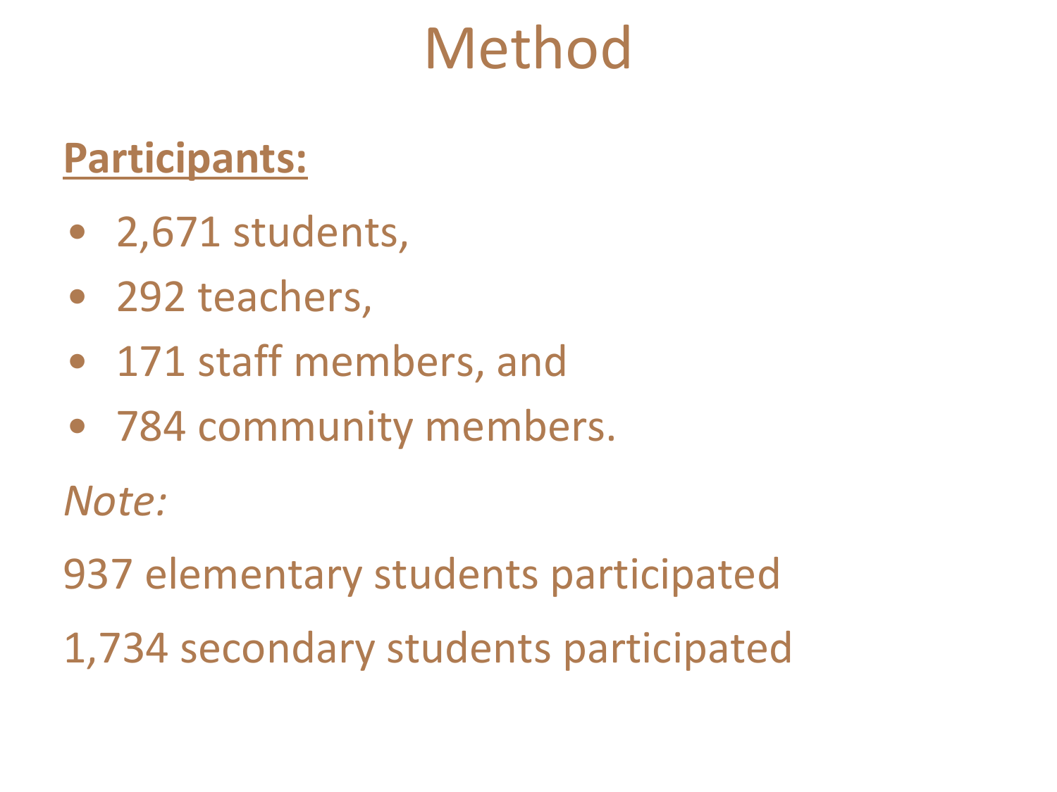# Method

**Participants:**

- 2,671 students,
- 292 teachers,
- 171 staff members, and
- 784 community members.

*Note:*

937 elementary students participated

1,734 secondary students participated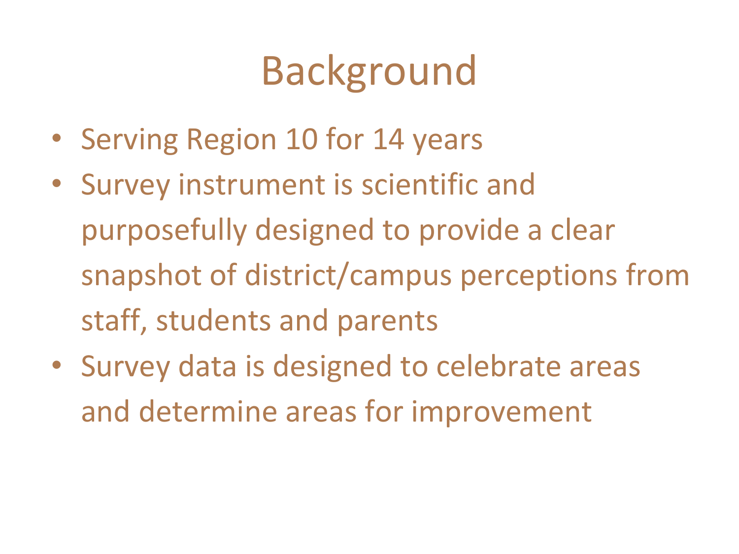# Background

- Serving Region 10 for 14 years
- Survey instrument is scientific and purposefully designed to provide a clear snapshot of district/campus perceptions from staff, students and parents
- Survey data is designed to celebrate areas and determine areas for improvement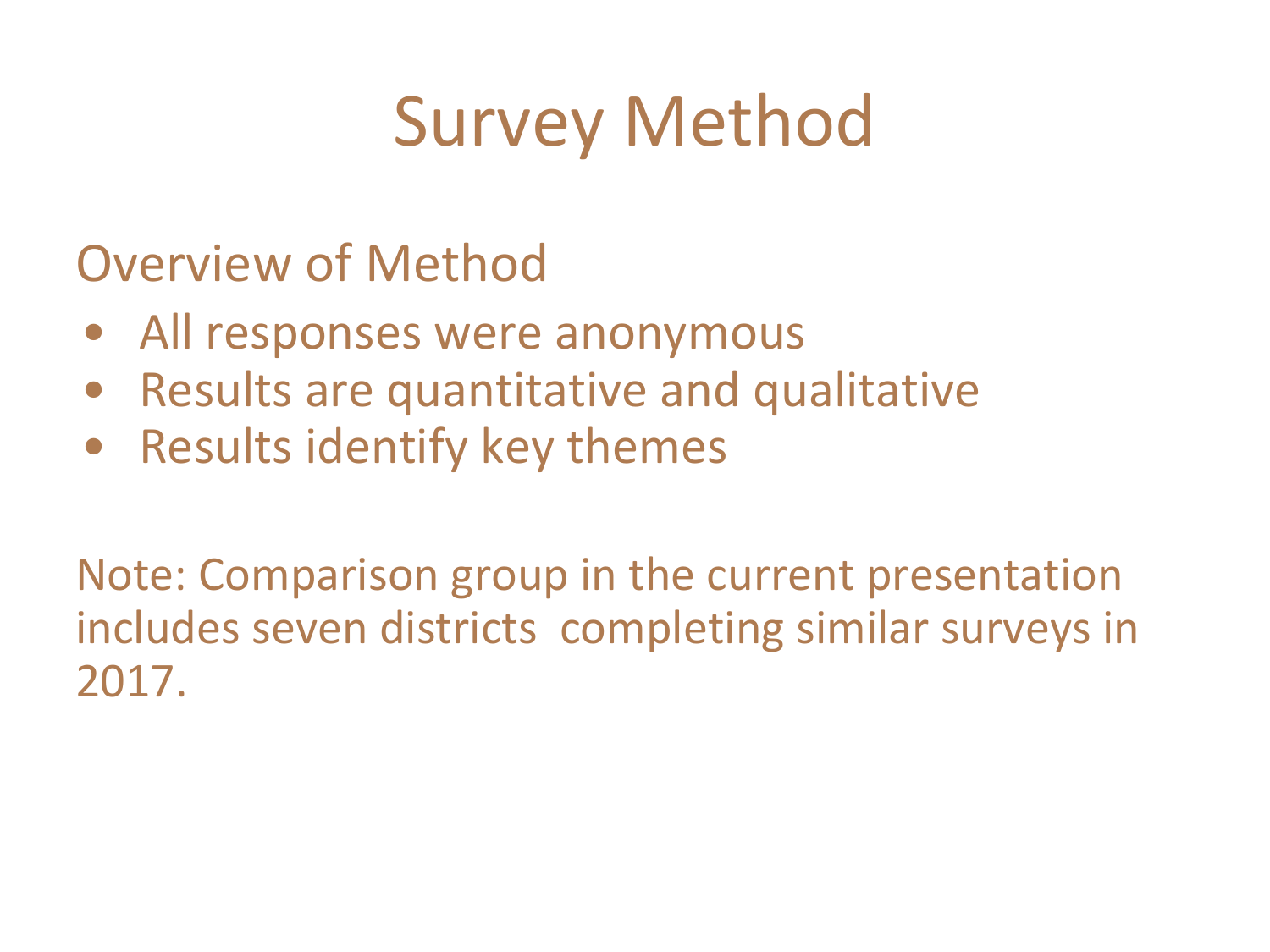# Survey Method

## Overview of Method

- All responses were anonymous
- Results are quantitative and qualitative
- Results identify key themes

Note: Comparison group in the current presentation includes seven districts completing similar surveys in 2017.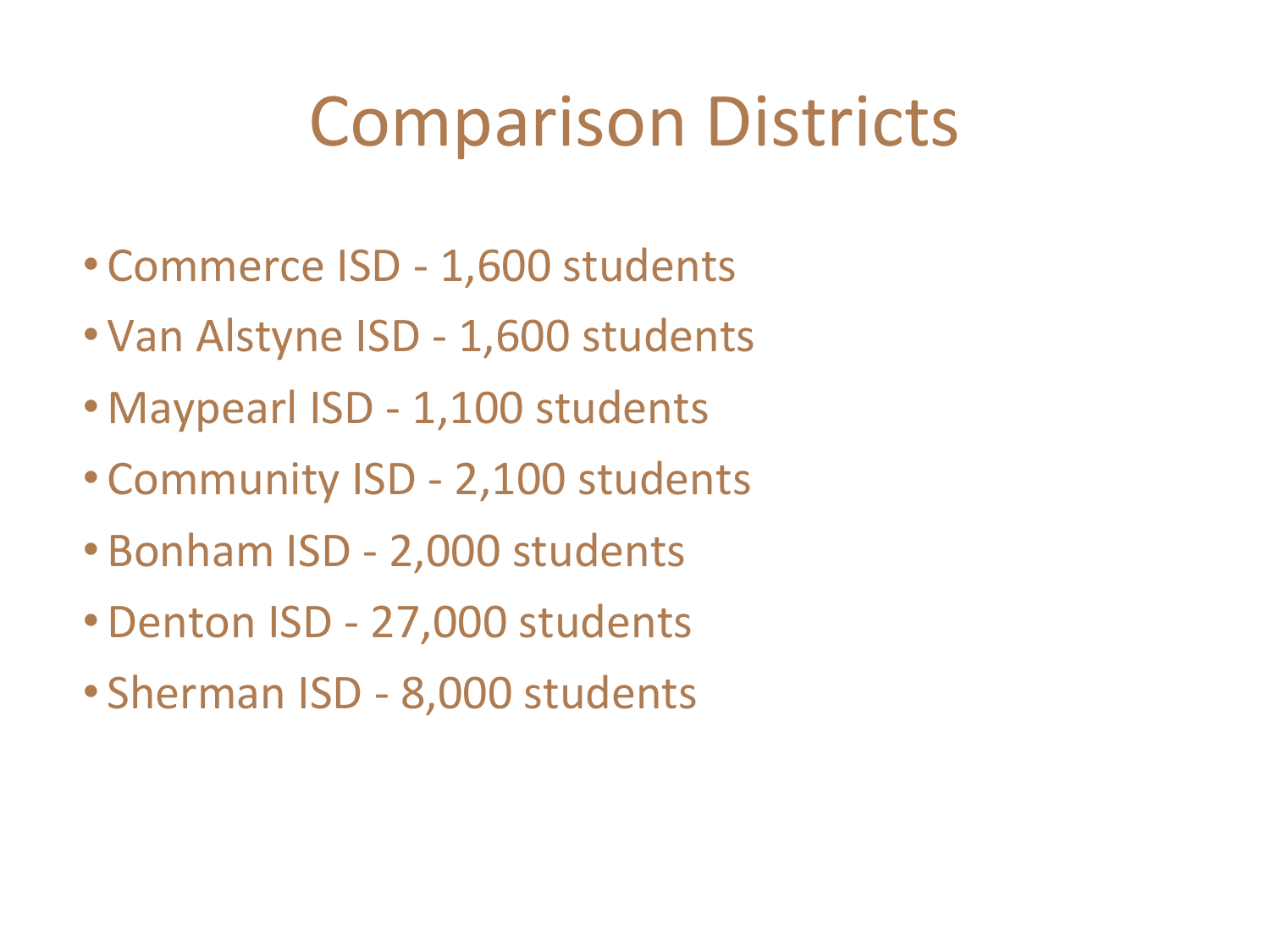# Comparison Districts

- Commerce ISD - 1,600 students
- Van Alstyne ISD - 1,600 students
- Maypearl ISD - 1,100 students
- Community ISD - 2,100 students
- Bonham ISD - 2,000 students
- Denton ISD - 27,000 students
- Sherman ISD - 8,000 students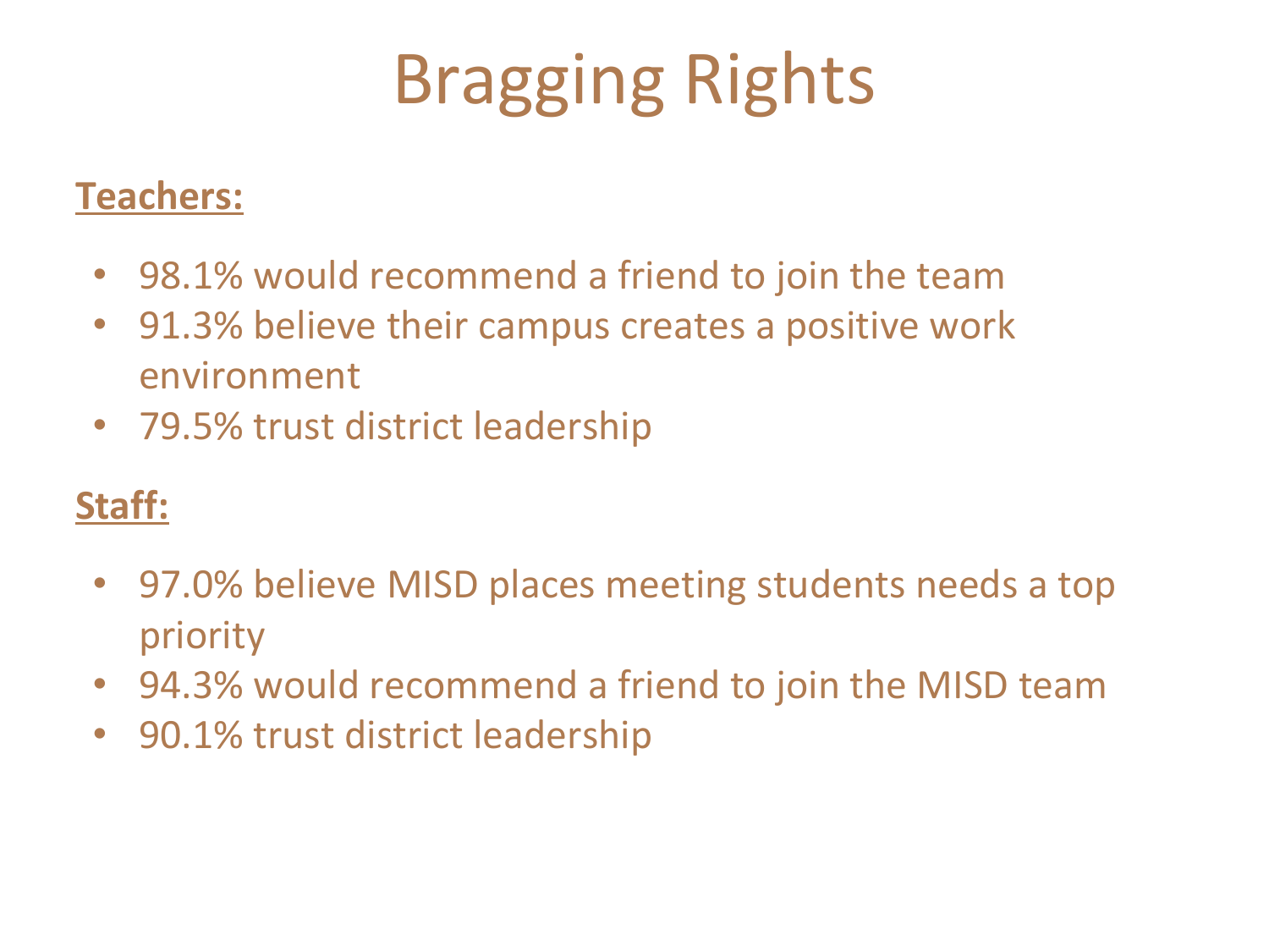# Bragging Rights

**Teachers:**

- 98.1% would recommend a friend to join the team
- 91.3% believe their campus creates a positive work environment
- 79.5% trust district leadership

**Staff:**

- 97.0% believe MISD places meeting students needs a top priority
- 94.3% would recommend a friend to join the MISD team
- 90.1% trust district leadership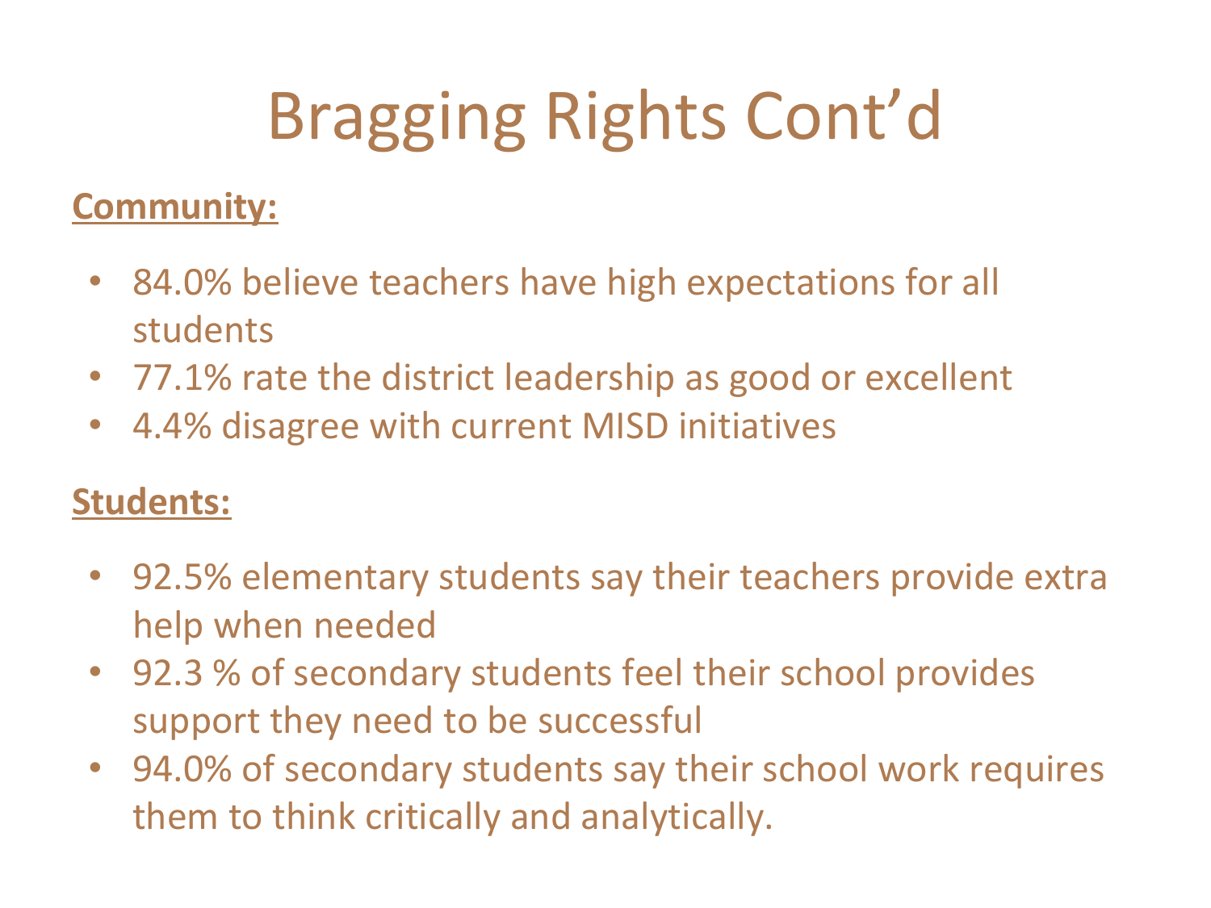# Bragging Rights Cont'd

**Community:**

- 84.0% believe teachers have high expectations for all students
- 77.1% rate the district leadership as good or excellent
- 4.4% disagree with current MISD initiatives

**Students:**

- 92.5% elementary students say their teachers provide extra help when needed
- 92.3 % of secondary students feel their school provides support they need to be successful
- 94.0% of secondary students say their school work requires them to think critically and analytically.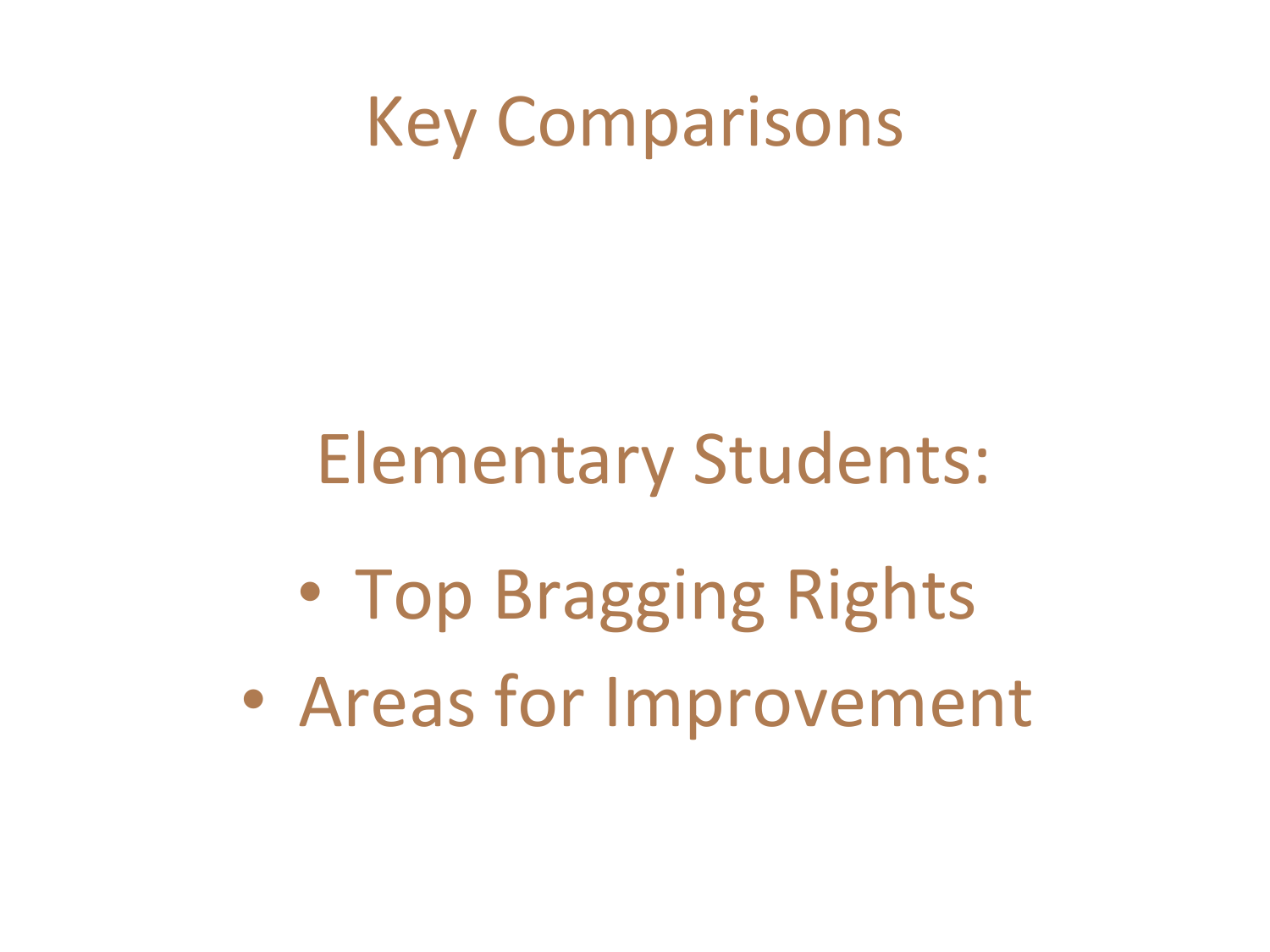# Key Comparisons

Elementary Students:

- Top Bragging Rights
- Areas for Improvement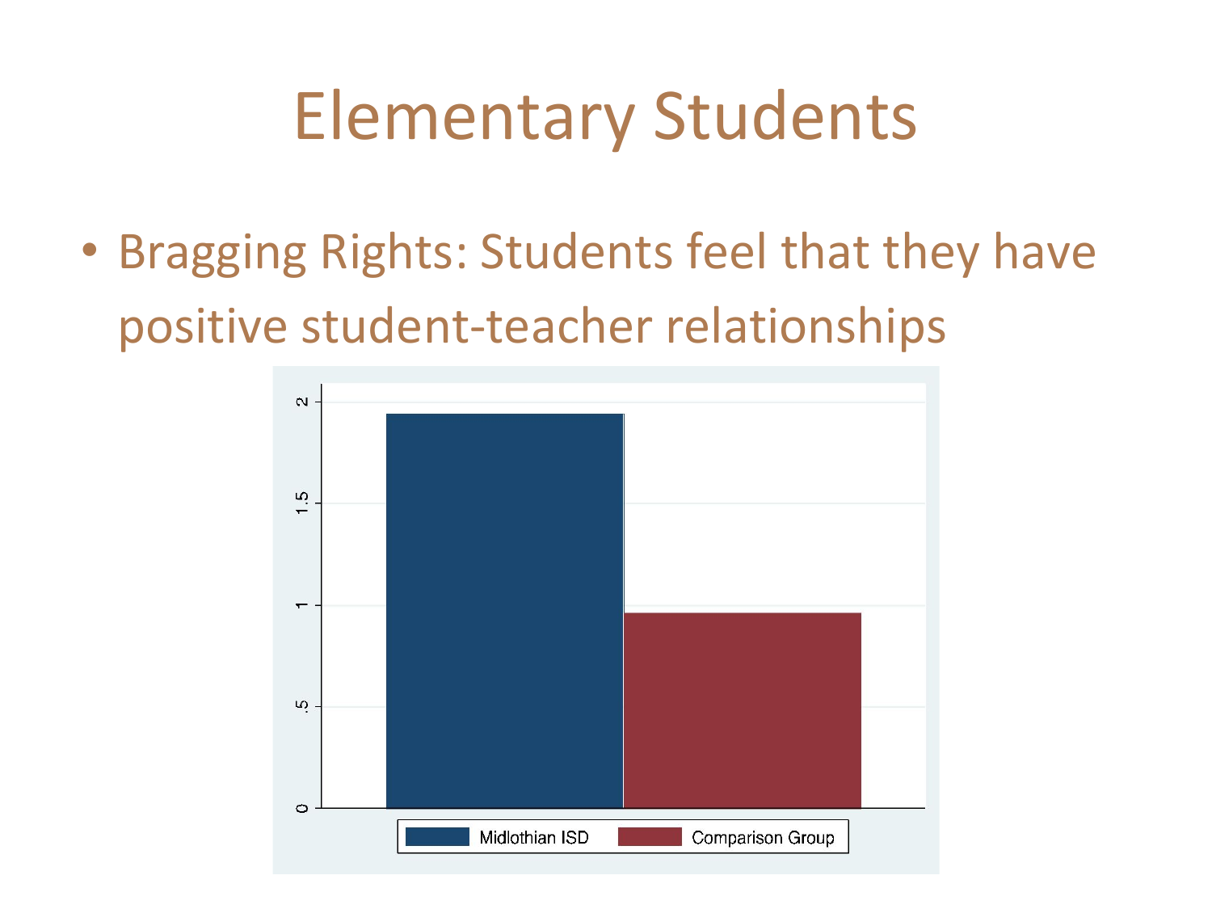# Elementary Students

- Bragging Rights: Students feel that they have positive student-teacher relationships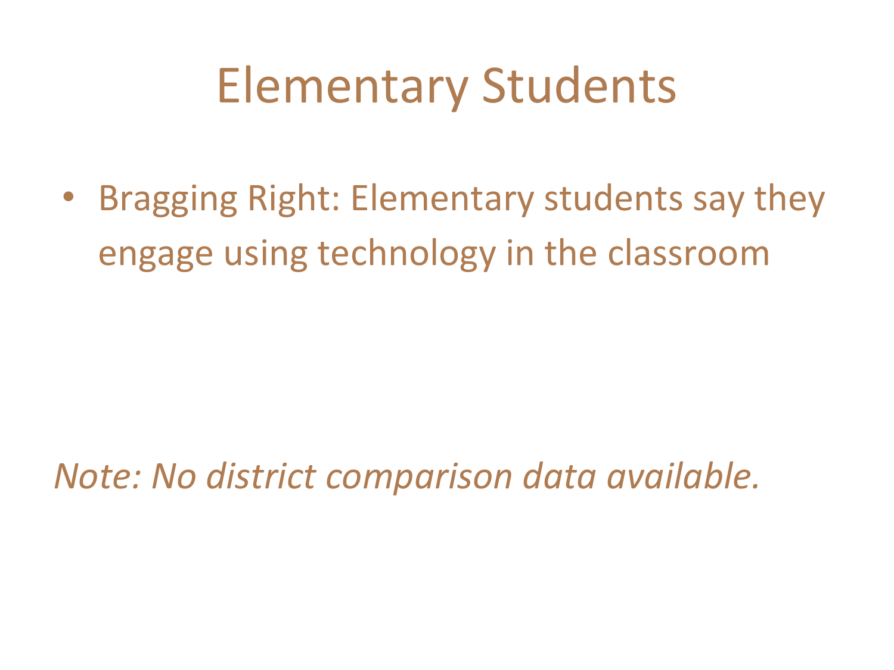# Elementary Students

- Bragging Right: Elementary students say they engage using technology in the classroom

*Note: No district comparison data available.*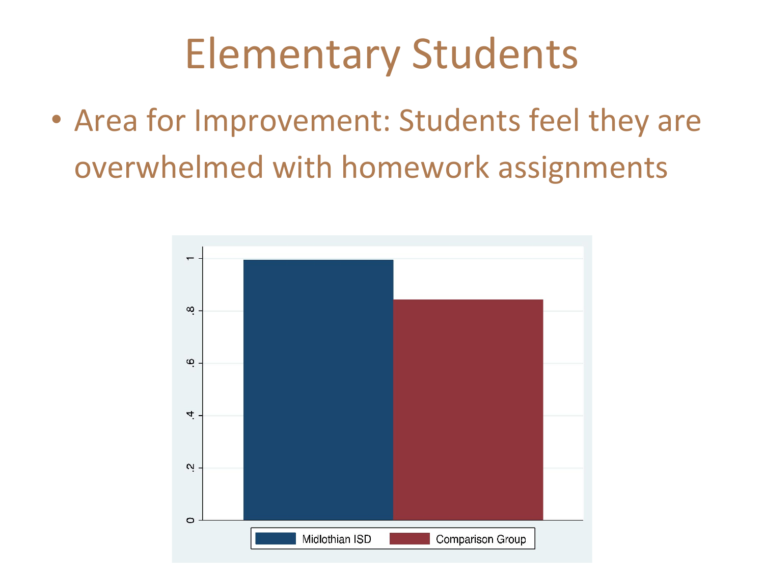# Elementary Students

- Area for Improvement: Students feel they are overwhelmed with homework assignments

| | Midlothian ISD | Comparison Group |
|---|---|---|
| Value | ~0.99 | ~0.84 |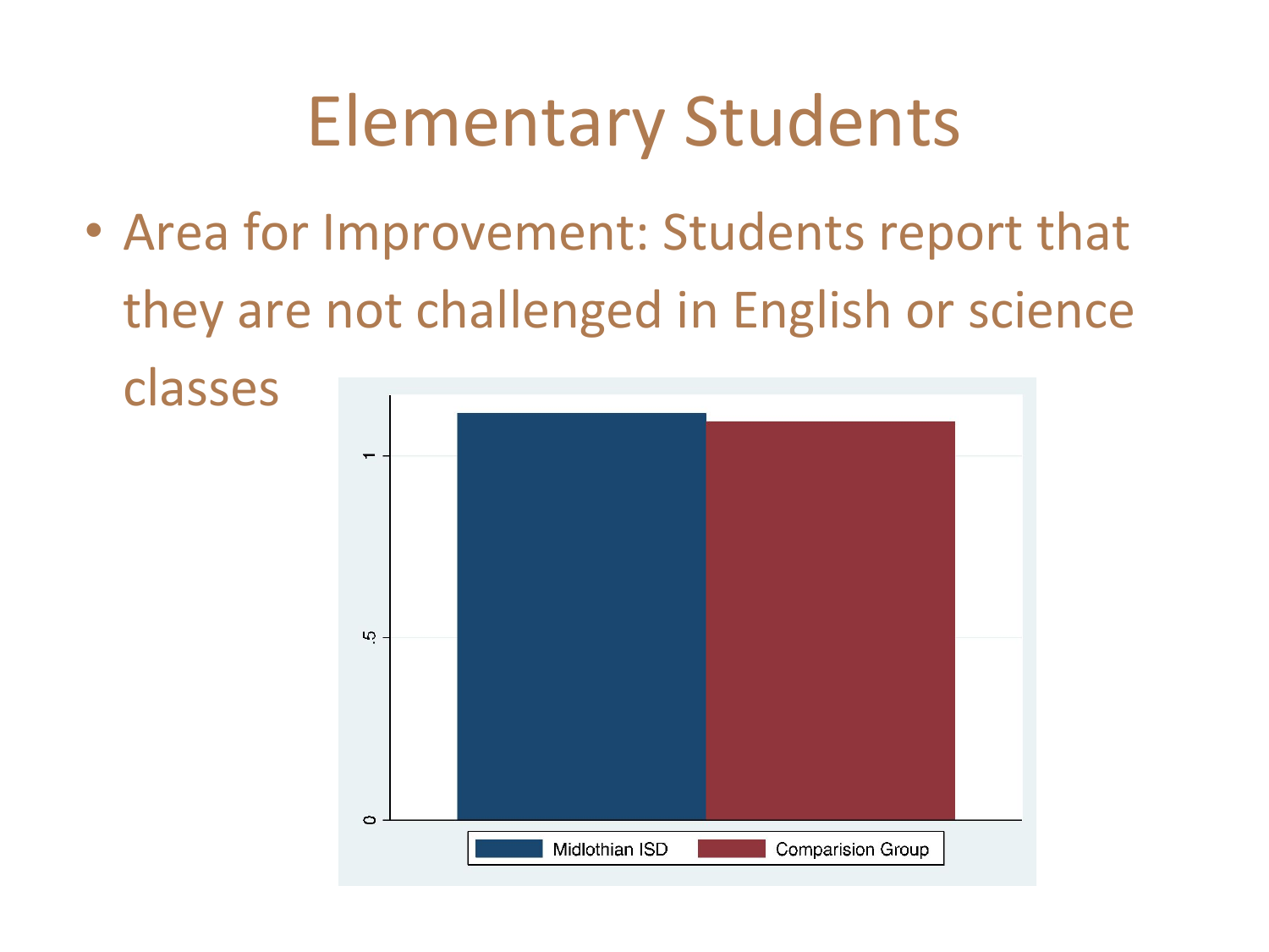# Elementary Students

- Area for Improvement: Students report that they are not challenged in English or science classes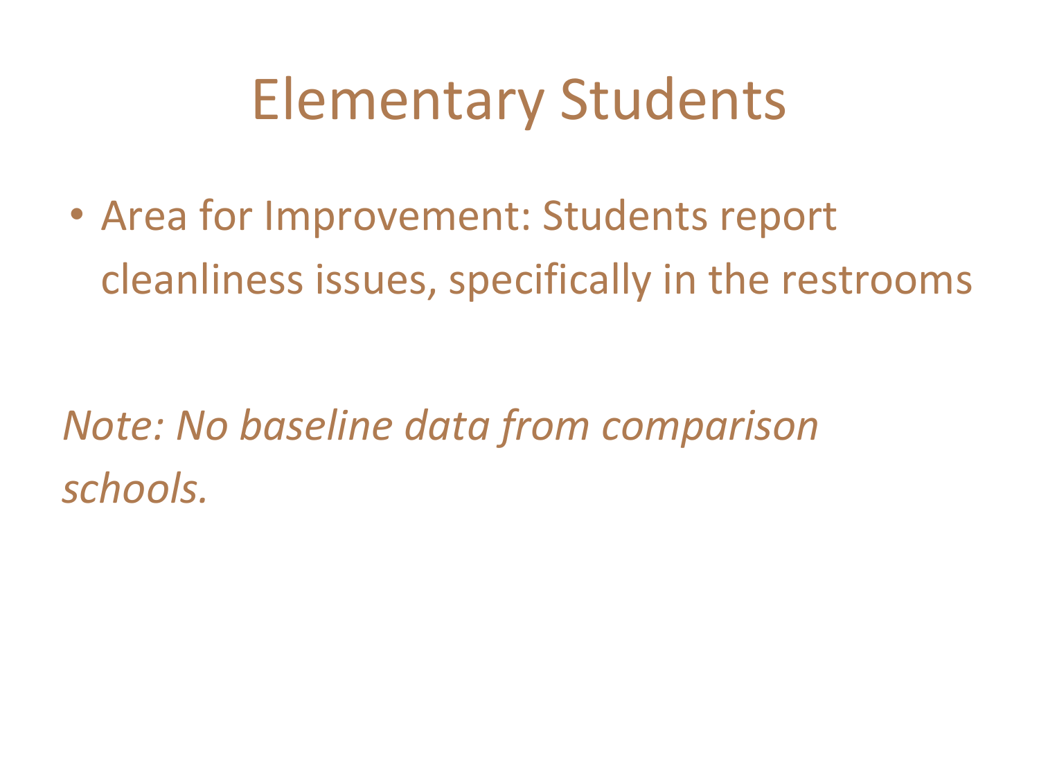# Elementary Students

- Area for Improvement: Students report cleanliness issues, specifically in the restrooms

*Note: No baseline data from comparison schools.*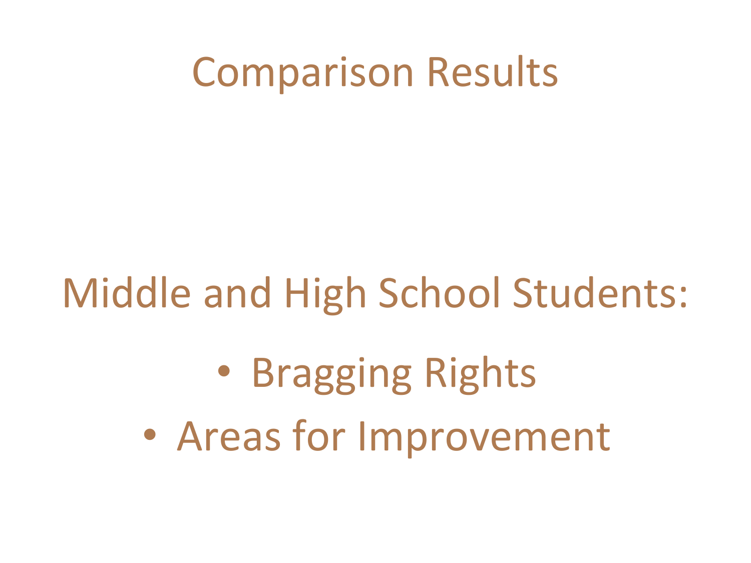# Comparison Results

Middle and High School Students:

- Bragging Rights
- Areas for Improvement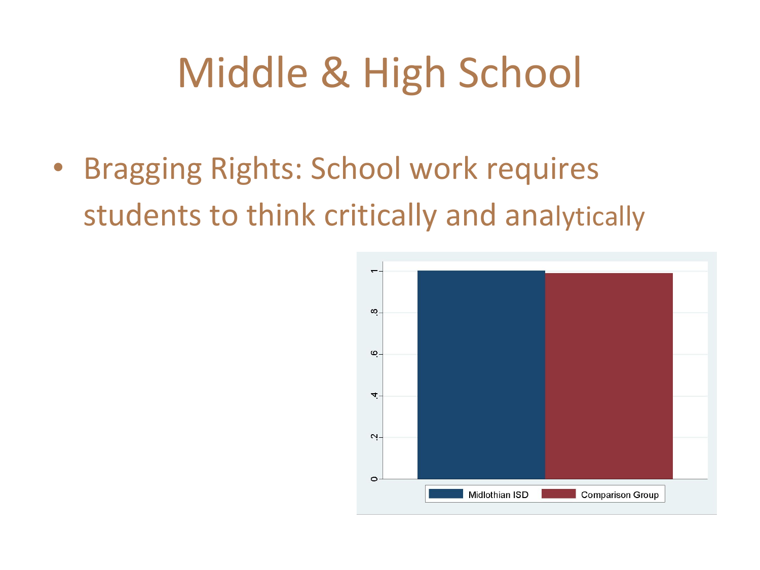# Middle & High School

- Bragging Rights: School work requires students to think critically and analytically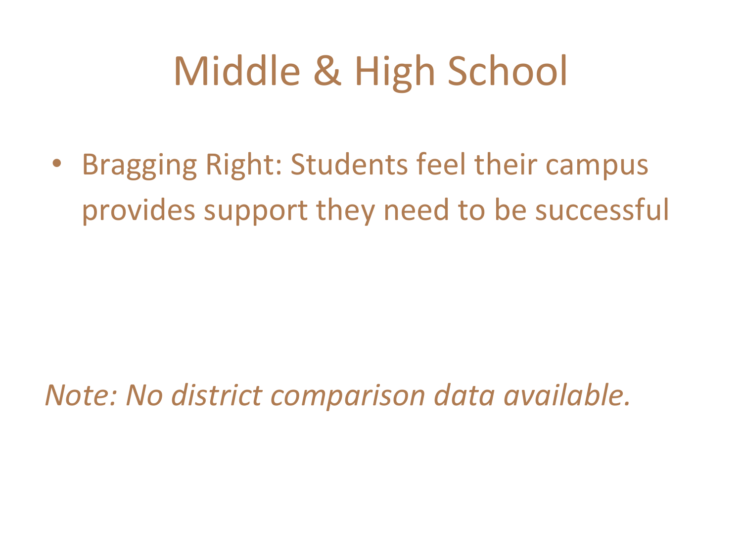# Middle & High School

- Bragging Right: Students feel their campus provides support they need to be successful

*Note: No district comparison data available.*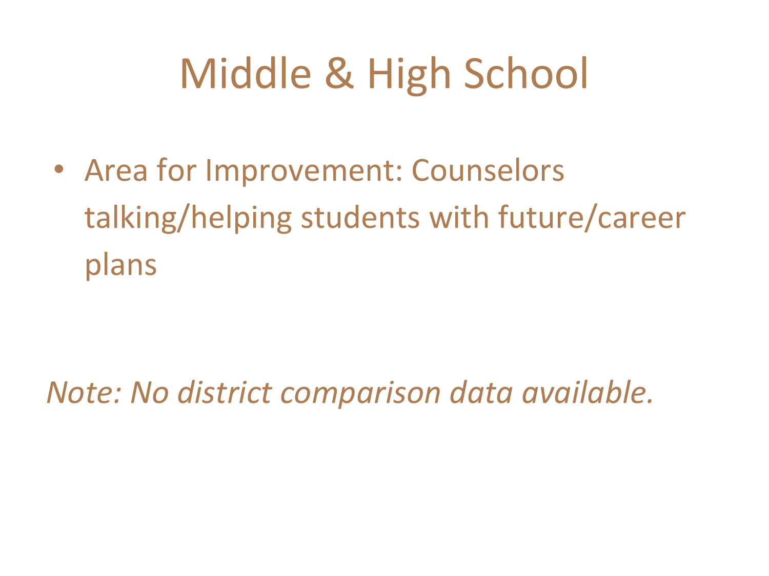# Middle & High School

- Area for Improvement: Counselors talking/helping students with future/career plans

*Note: No district comparison data available.*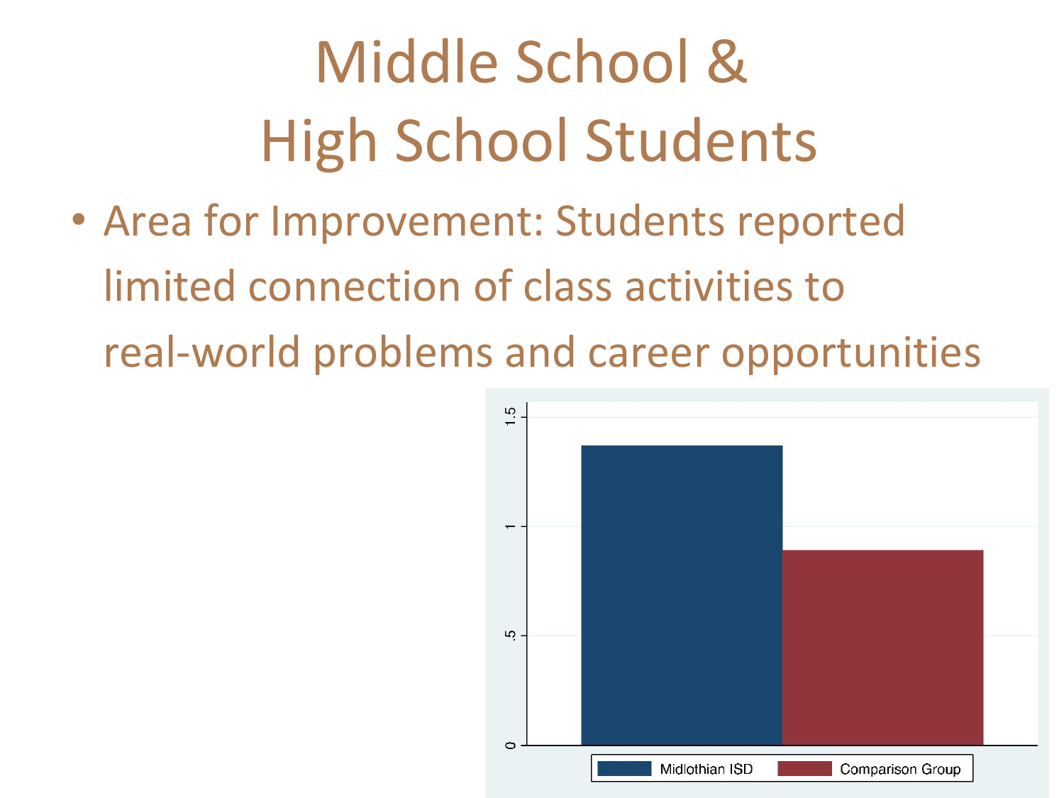# Middle School & High School Students

- Area for Improvement: Students reported limited connection of class activities to real-world problems and career opportunities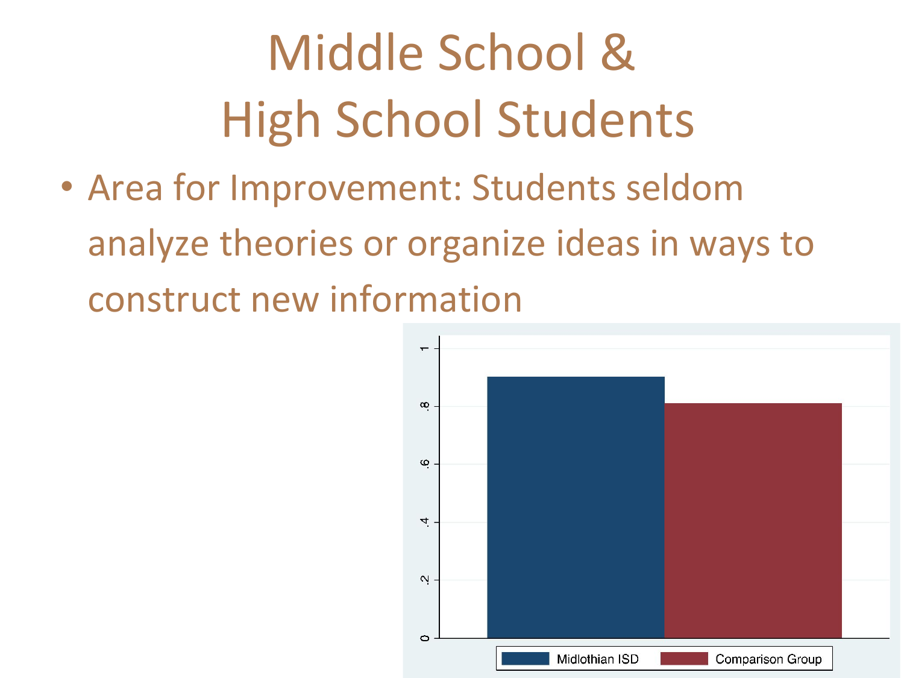# Middle School & High School Students

- Area for Improvement: Students seldom analyze theories or organize ideas in ways to construct new information

1
.8
.6
.4
.2
0

Midlothian ISD    Comparison Group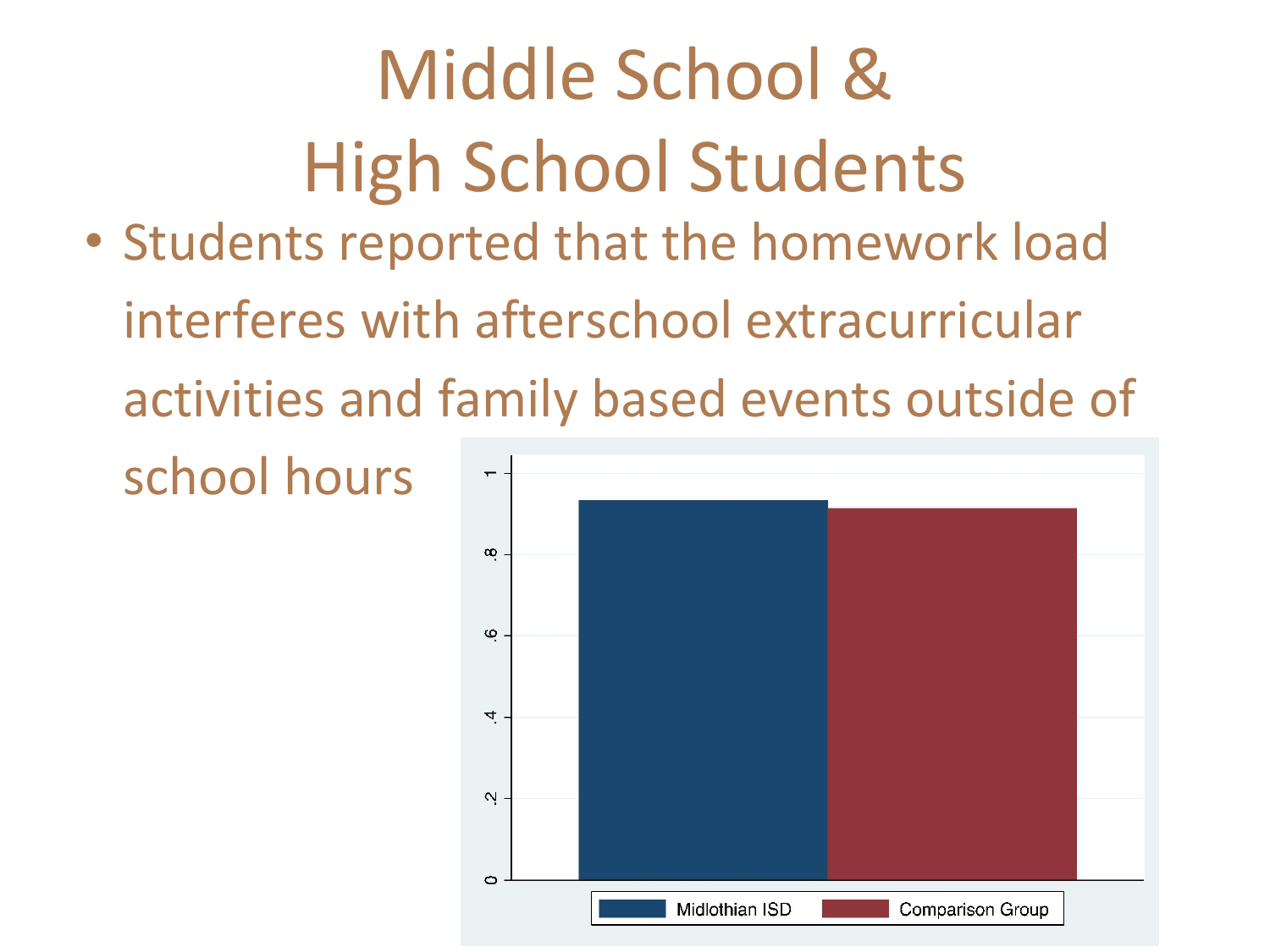# Middle School & High School Students

- Students reported that the homework load interferes with afterschool extracurricular activities and family based events outside of school hours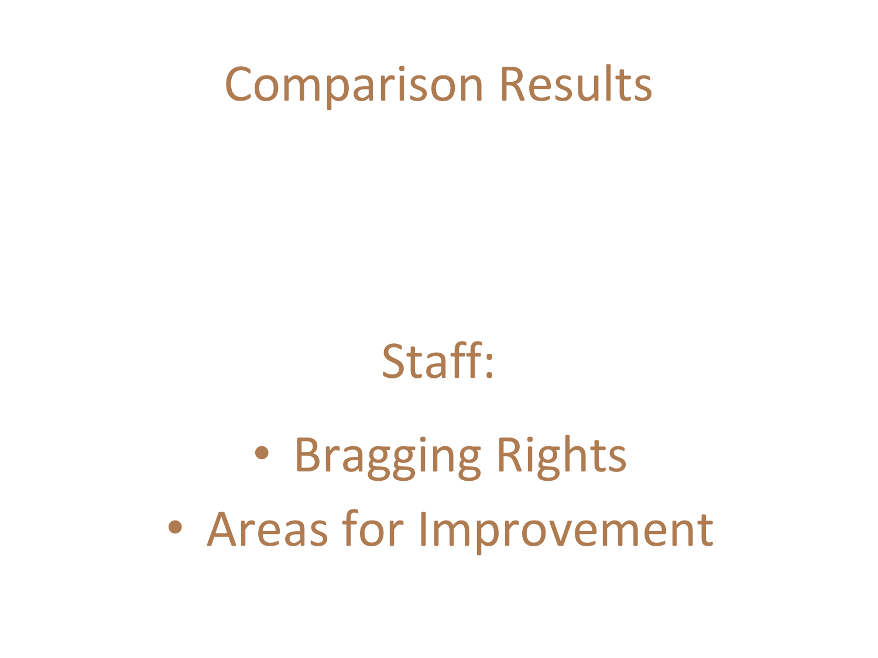# Comparison Results

Staff:

- Bragging Rights
- Areas for Improvement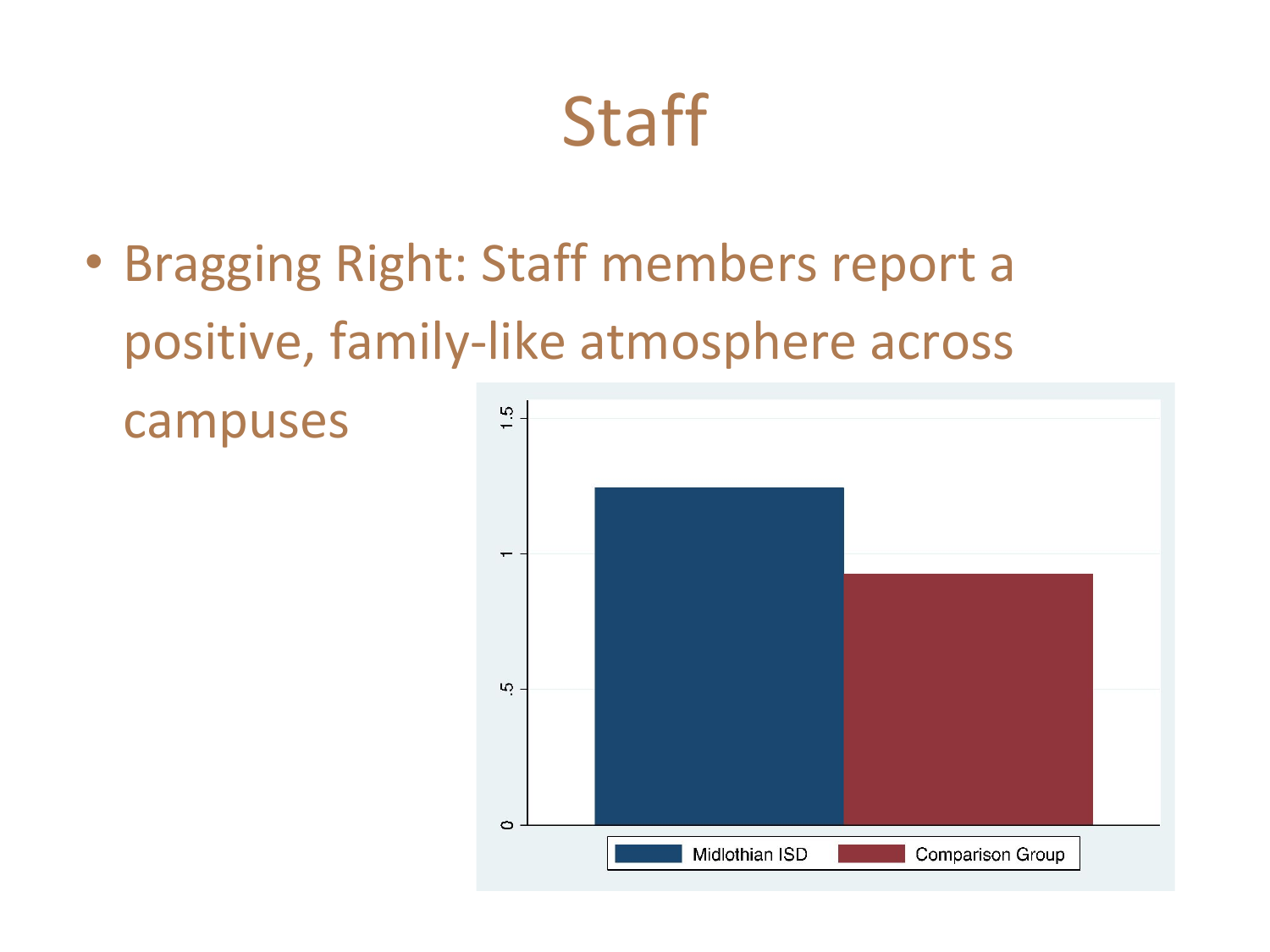# Staff

- Bragging Right: Staff members report a positive, family-like atmosphere across campuses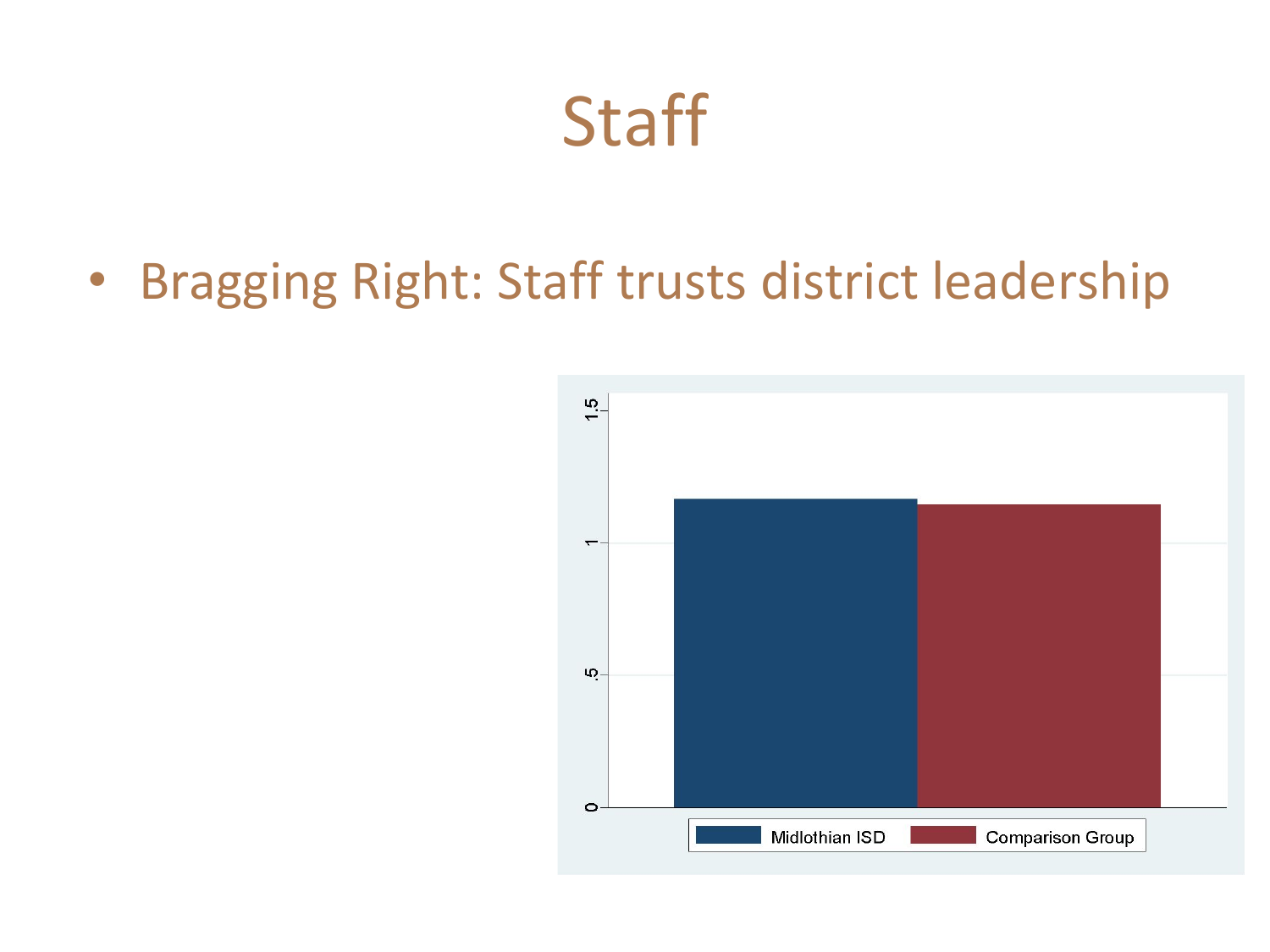# Staff

- Bragging Right: Staff trusts district leadership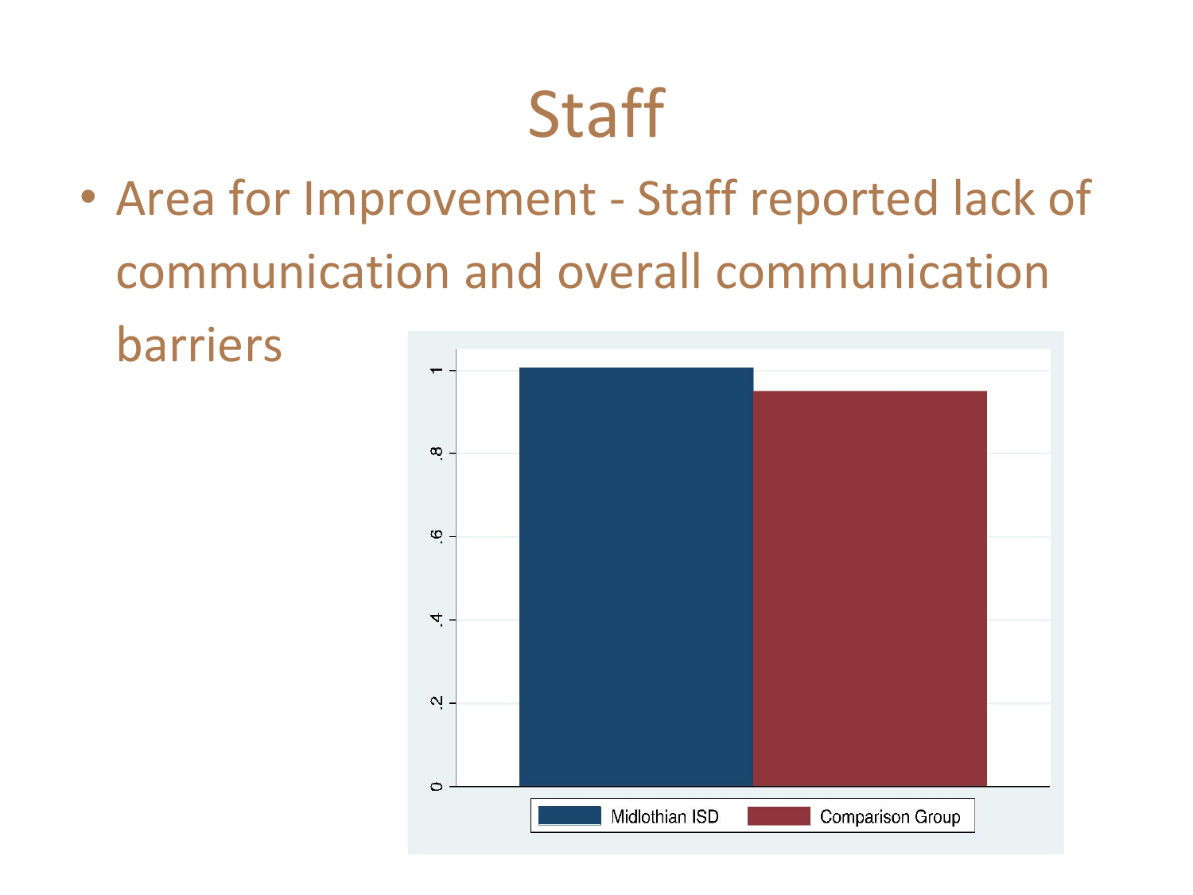# Staff

- Area for Improvement - Staff reported lack of communication and overall communication barriers

| | Midlothian ISD | Comparison Group |
|---|---|---|
| Value (approx.) | 1.0 | 0.95 |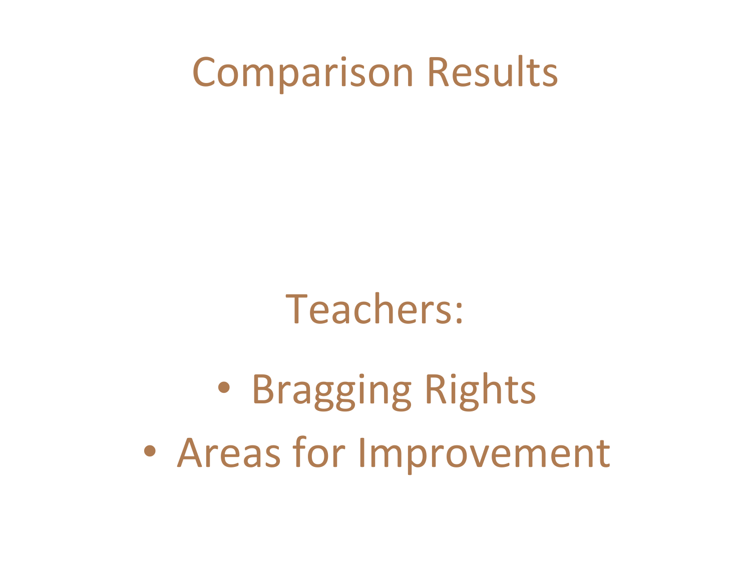# Comparison Results

Teachers:

- Bragging Rights
- Areas for Improvement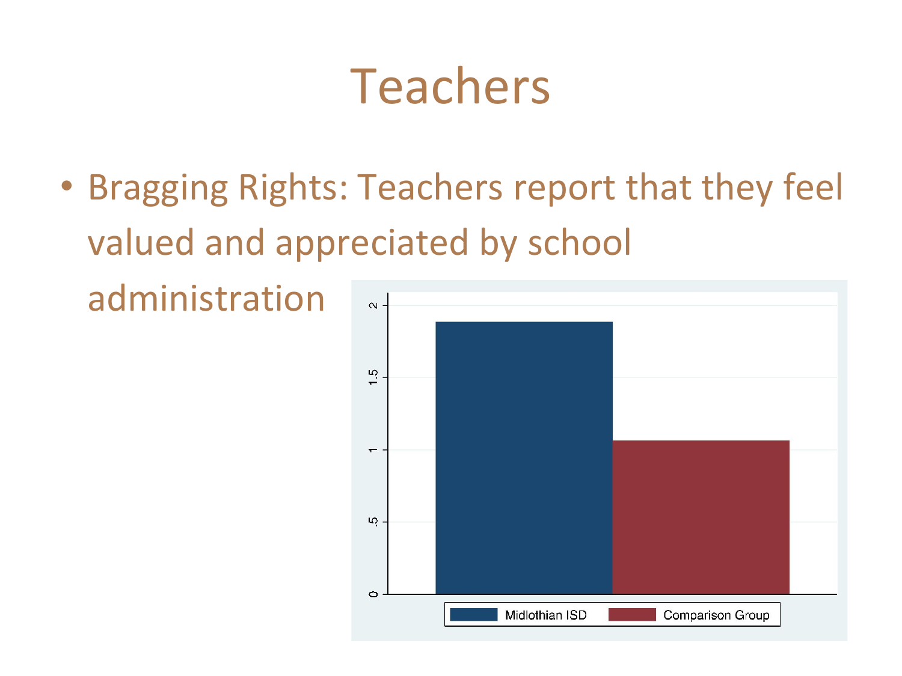# Teachers

- Bragging Rights: Teachers report that they feel valued and appreciated by school administration

Midlothian ISD | Comparison Group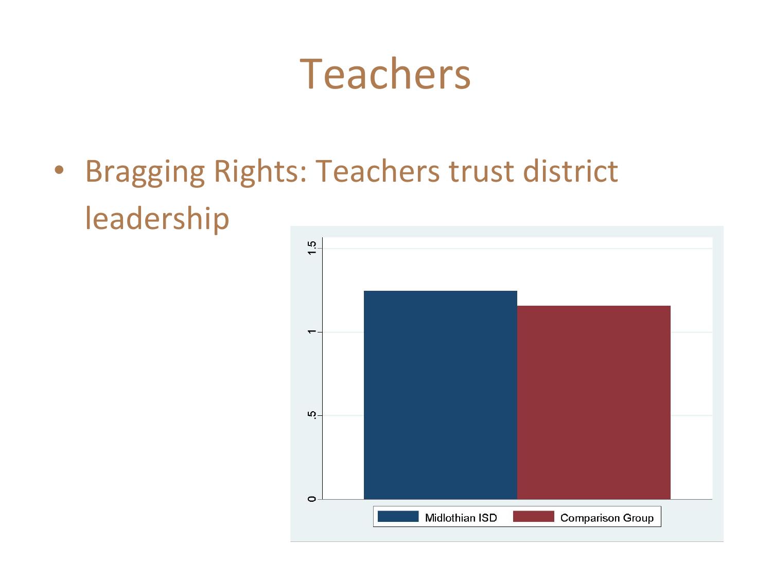# Teachers

- Bragging Rights: Teachers trust district leadership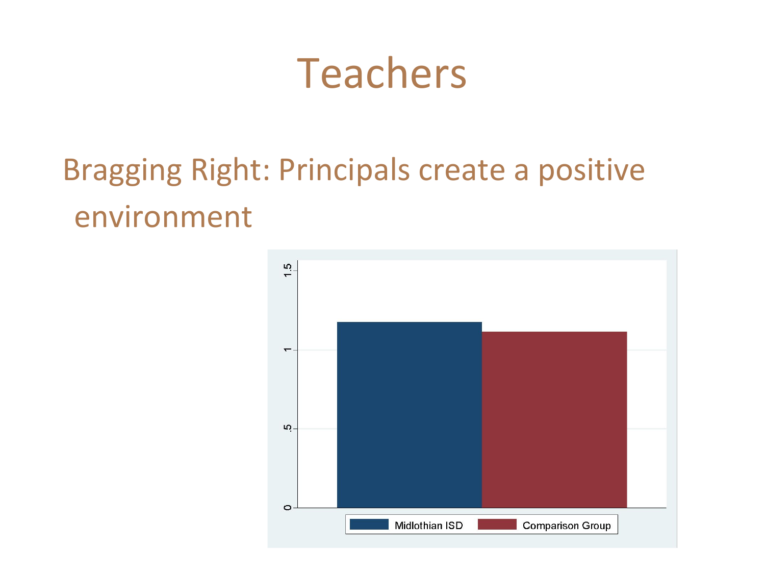# Teachers

Bragging Right: Principals create a positive environment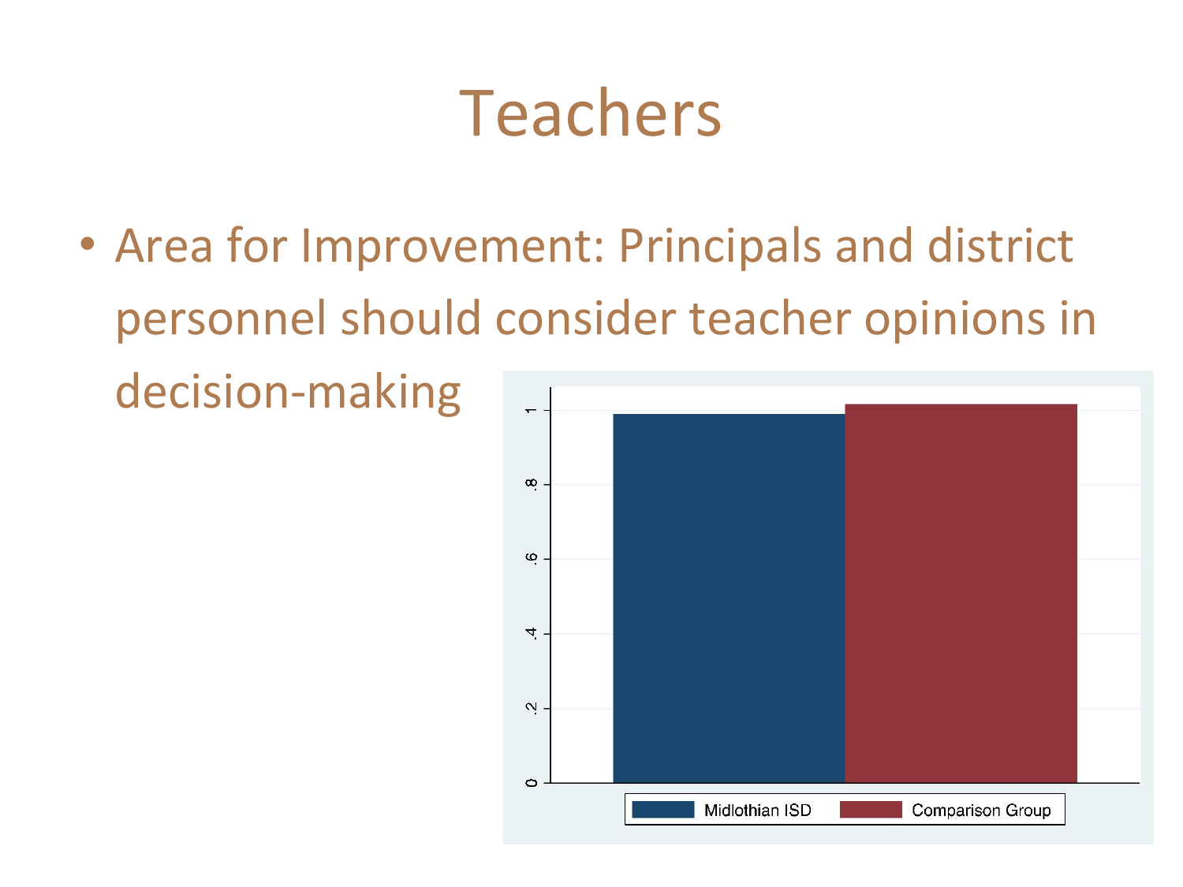# Teachers

- Area for Improvement: Principals and district personnel should consider teacher opinions in decision-making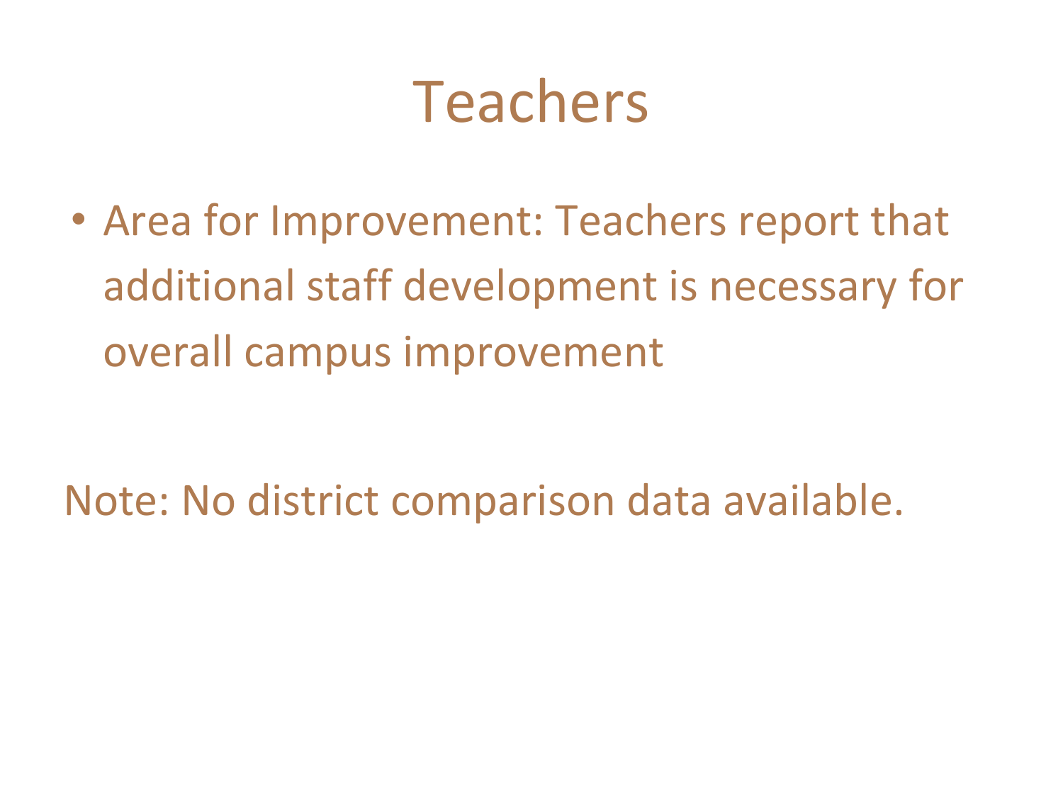# Teachers

- Area for Improvement: Teachers report that additional staff development is necessary for overall campus improvement

Note: No district comparison data available.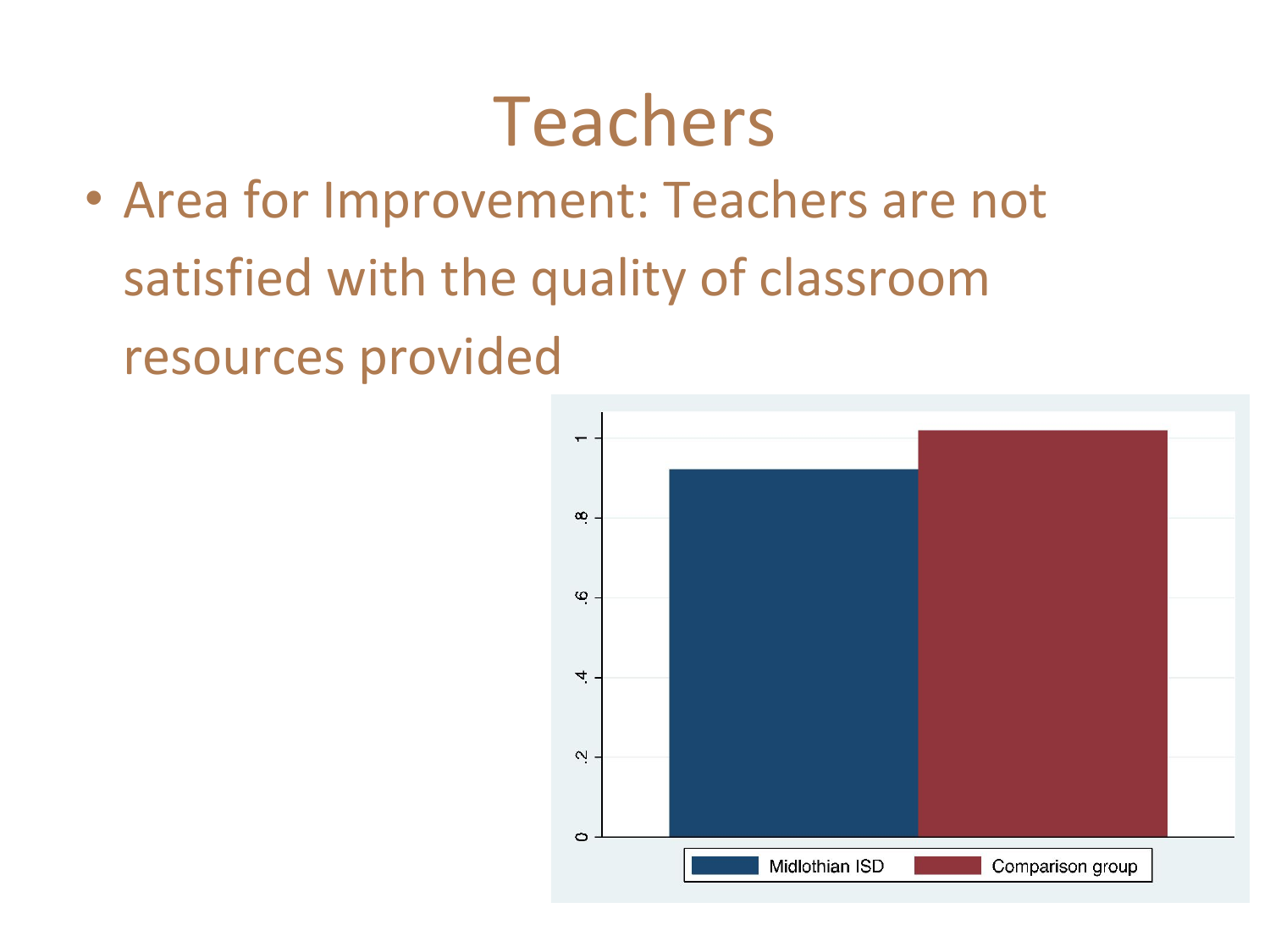# Teachers

- Area for Improvement: Teachers are not satisfied with the quality of classroom resources provided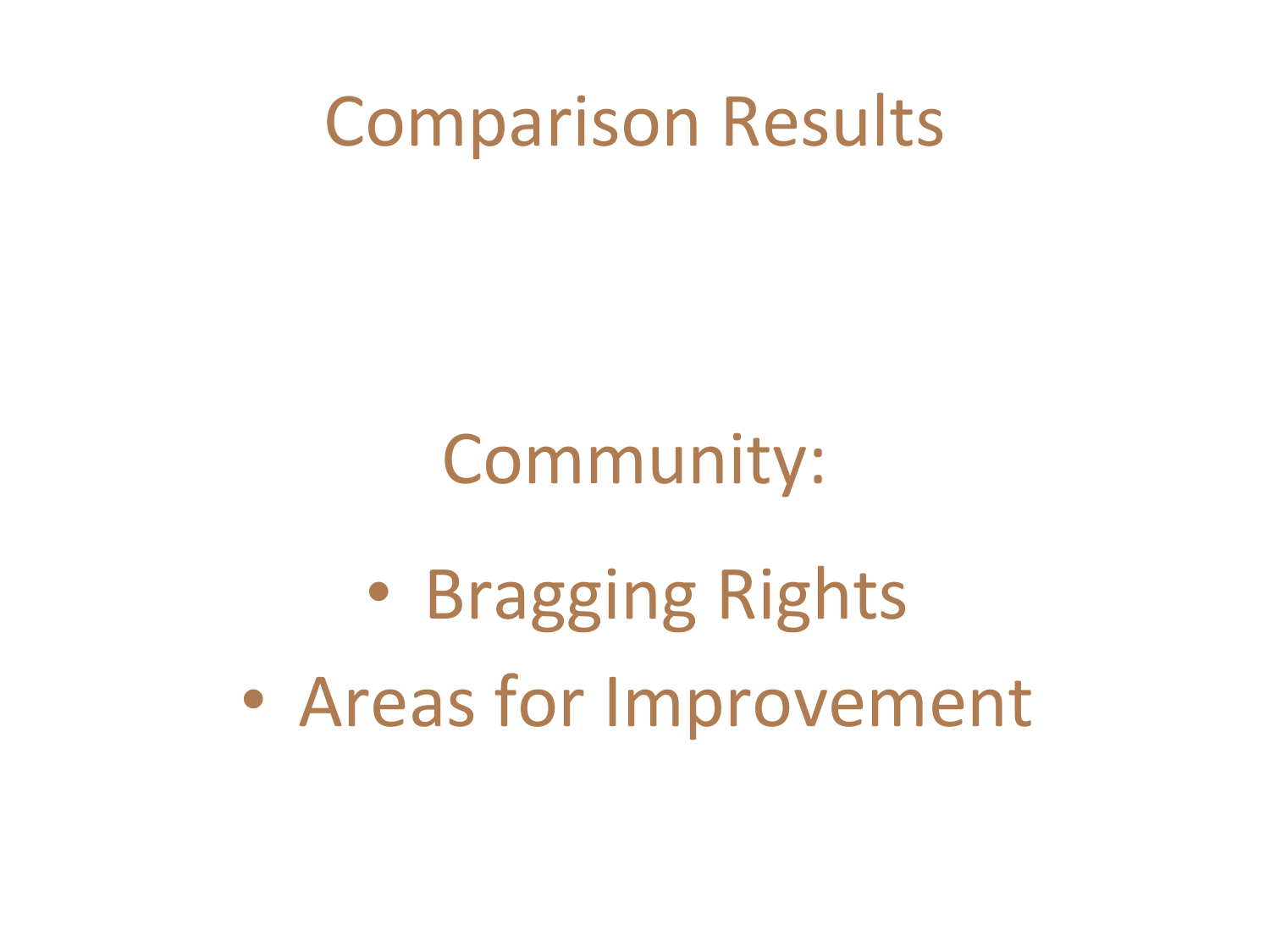# Comparison Results

Community:

- Bragging Rights
- Areas for Improvement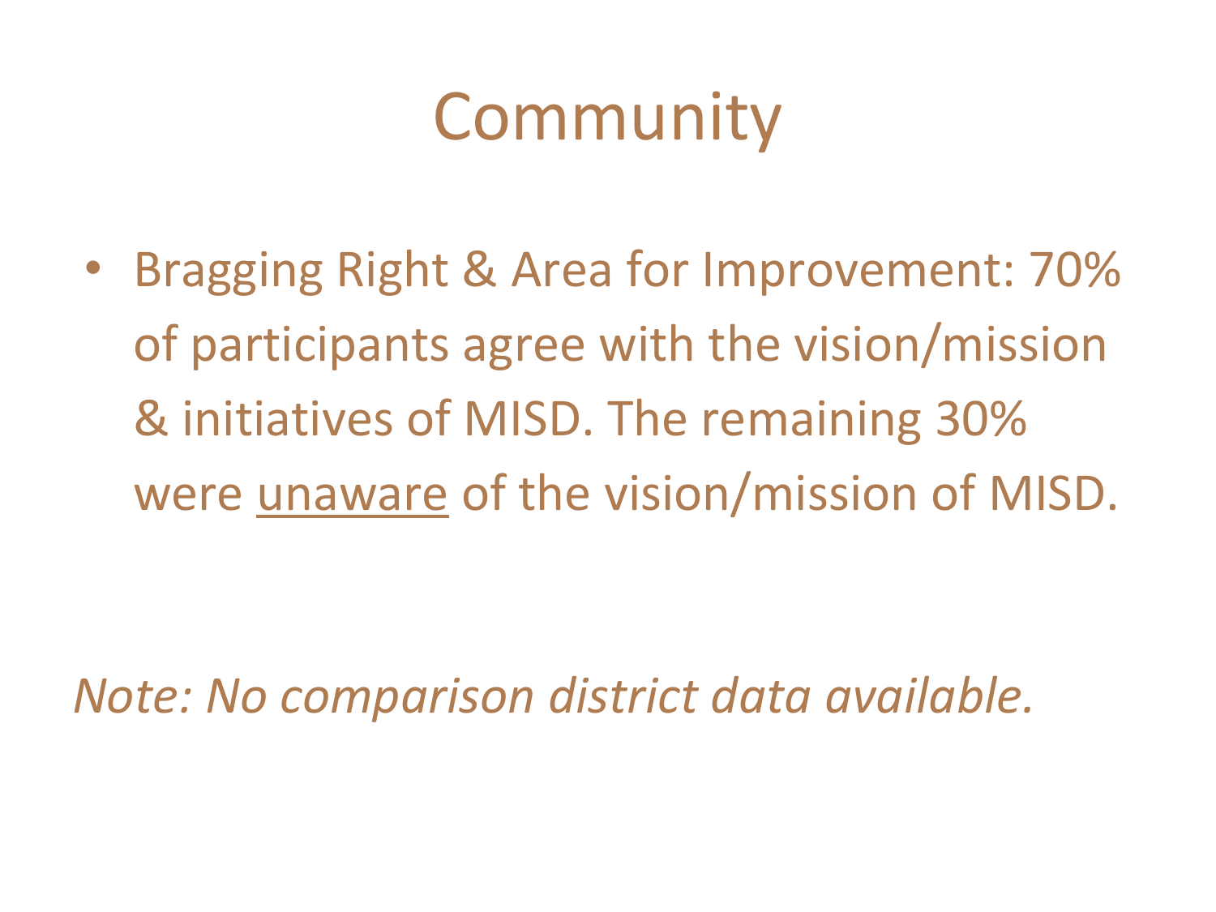# Community

- Bragging Right & Area for Improvement: 70% of participants agree with the vision/mission & initiatives of MISD. The remaining 30% were <u>unaware</u> of the vision/mission of MISD.

*Note: No comparison district data available.*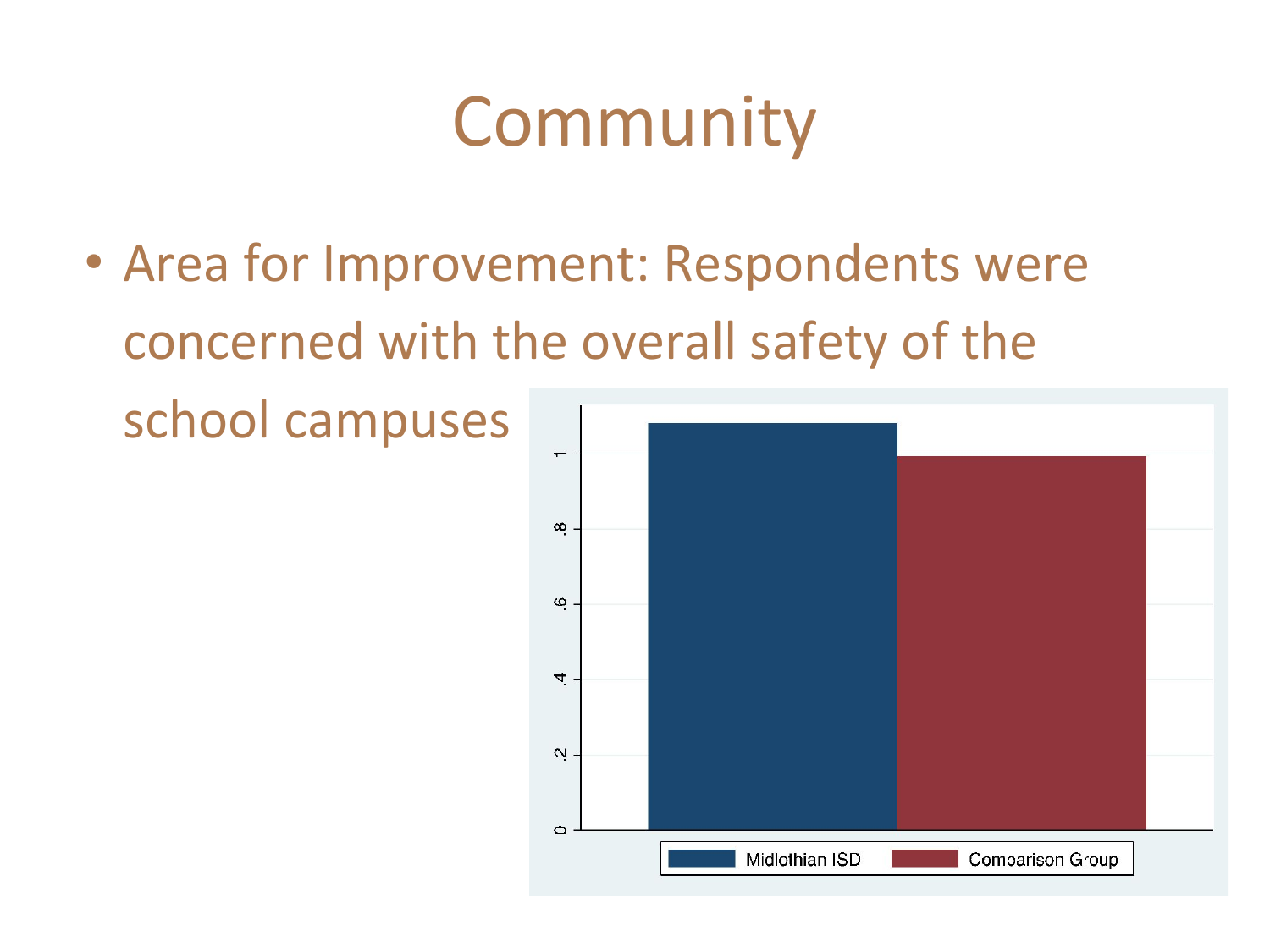# Community

- Area for Improvement: Respondents were concerned with the overall safety of the school campuses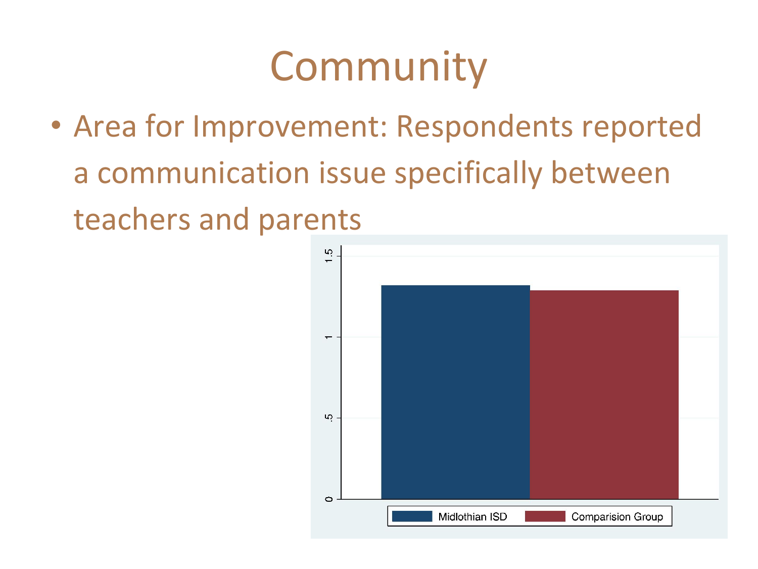# Community

- Area for Improvement: Respondents reported a communication issue specifically between teachers and parents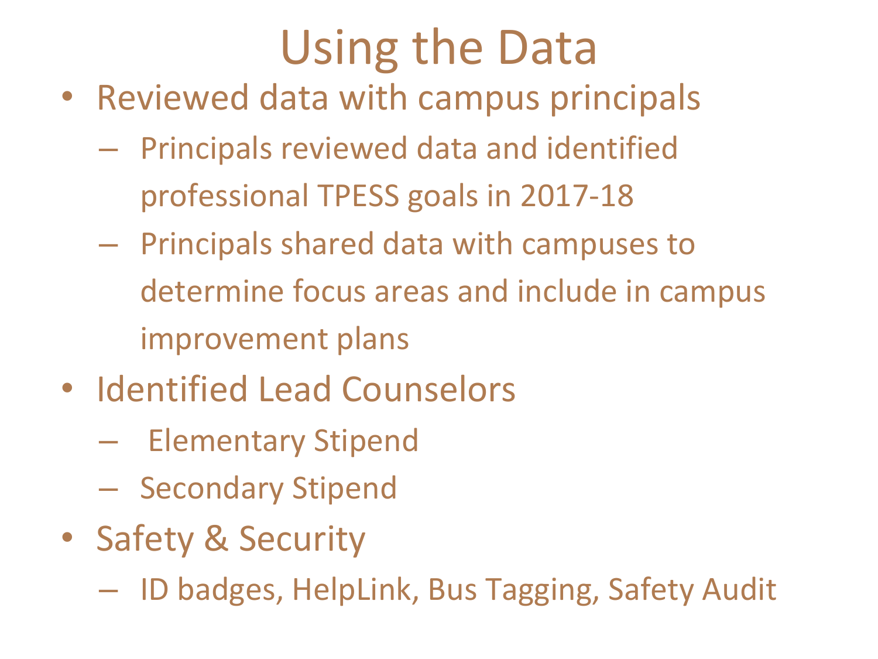# Using the Data

- Reviewed data with campus principals
  - Principals reviewed data and identified professional TPESS goals in 2017-18
  - Principals shared data with campuses to determine focus areas and include in campus improvement plans
- Identified Lead Counselors
  - Elementary Stipend
  - Secondary Stipend
- Safety & Security
  - ID badges, HelpLink, Bus Tagging, Safety Audit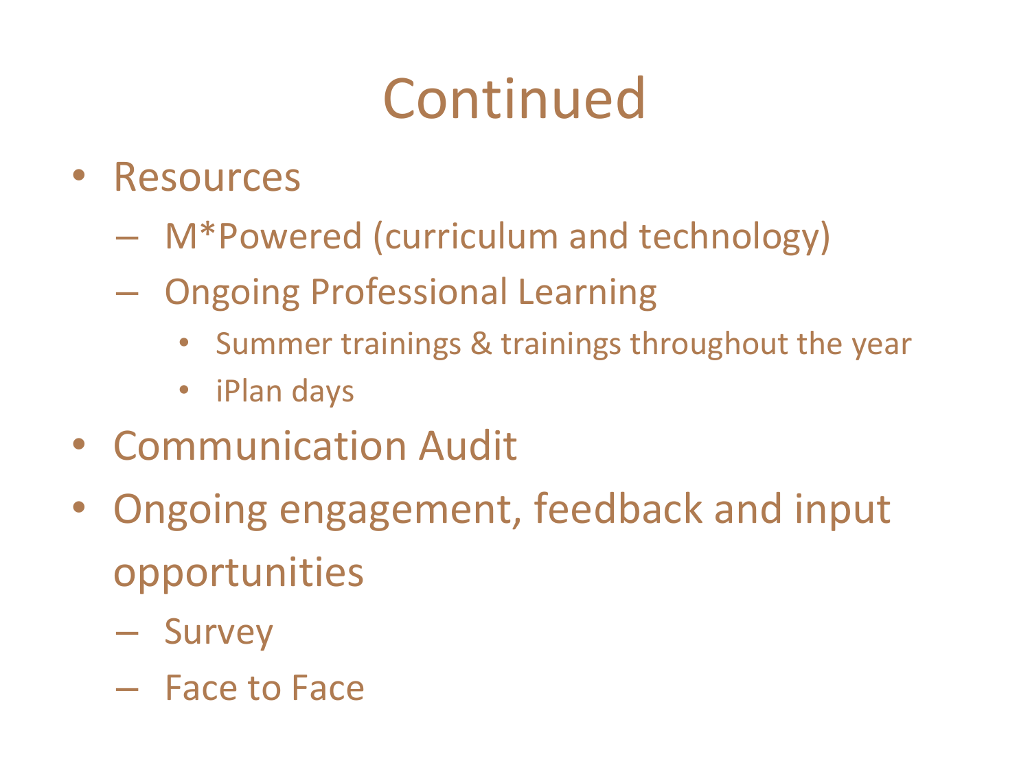# Continued

- Resources
  - M*Powered (curriculum and technology)
  - Ongoing Professional Learning
    - Summer trainings & trainings throughout the year
    - iPlan days
- Communication Audit
- Ongoing engagement, feedback and input opportunities
  - Survey
  - Face to Face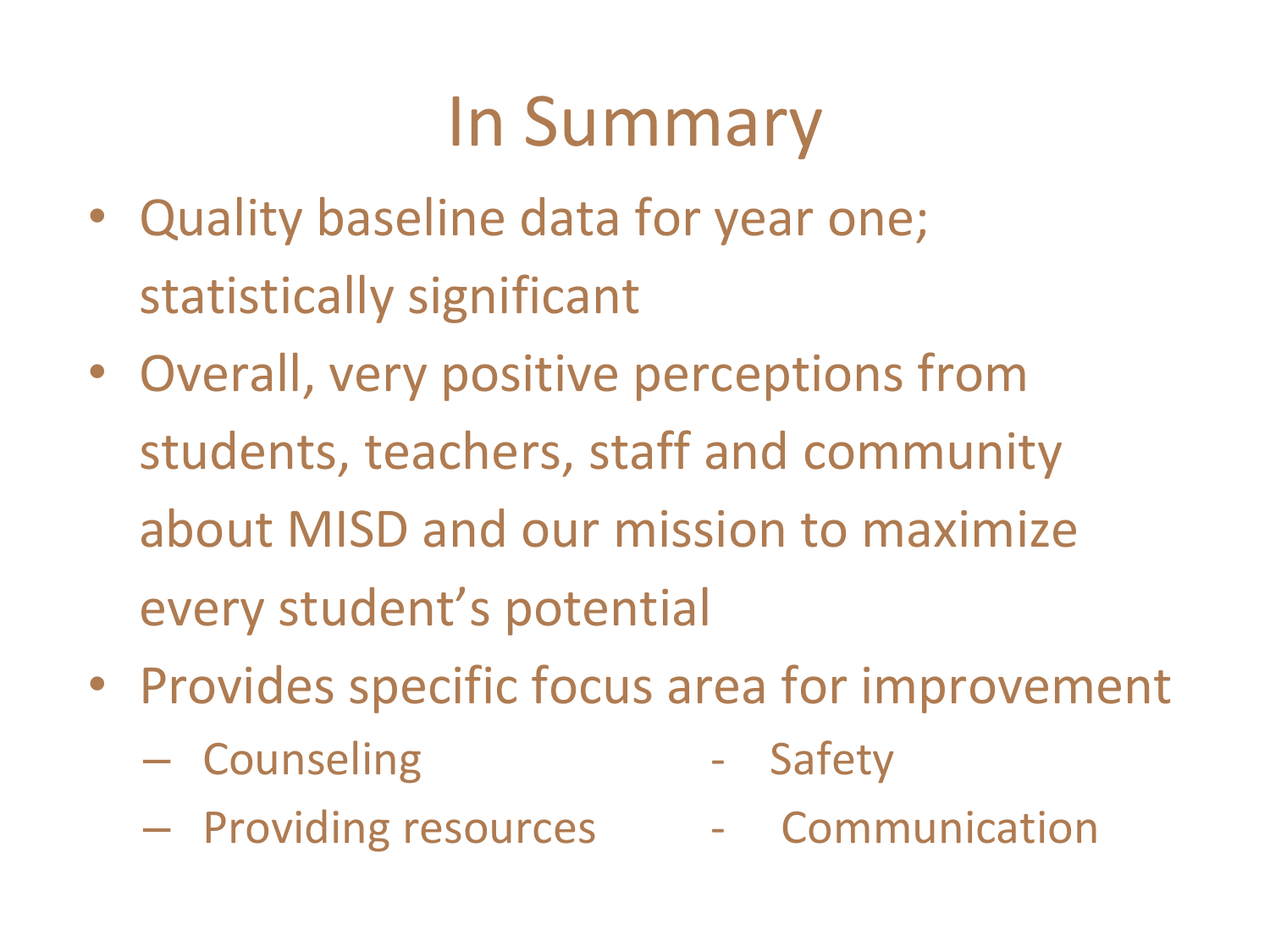# In Summary

- Quality baseline data for year one; statistically significant
- Overall, very positive perceptions from students, teachers, staff and community about MISD and our mission to maximize every student's potential
- Provides specific focus area for improvement
  - Counseling
  - Providing resources
  - Safety
  - Communication